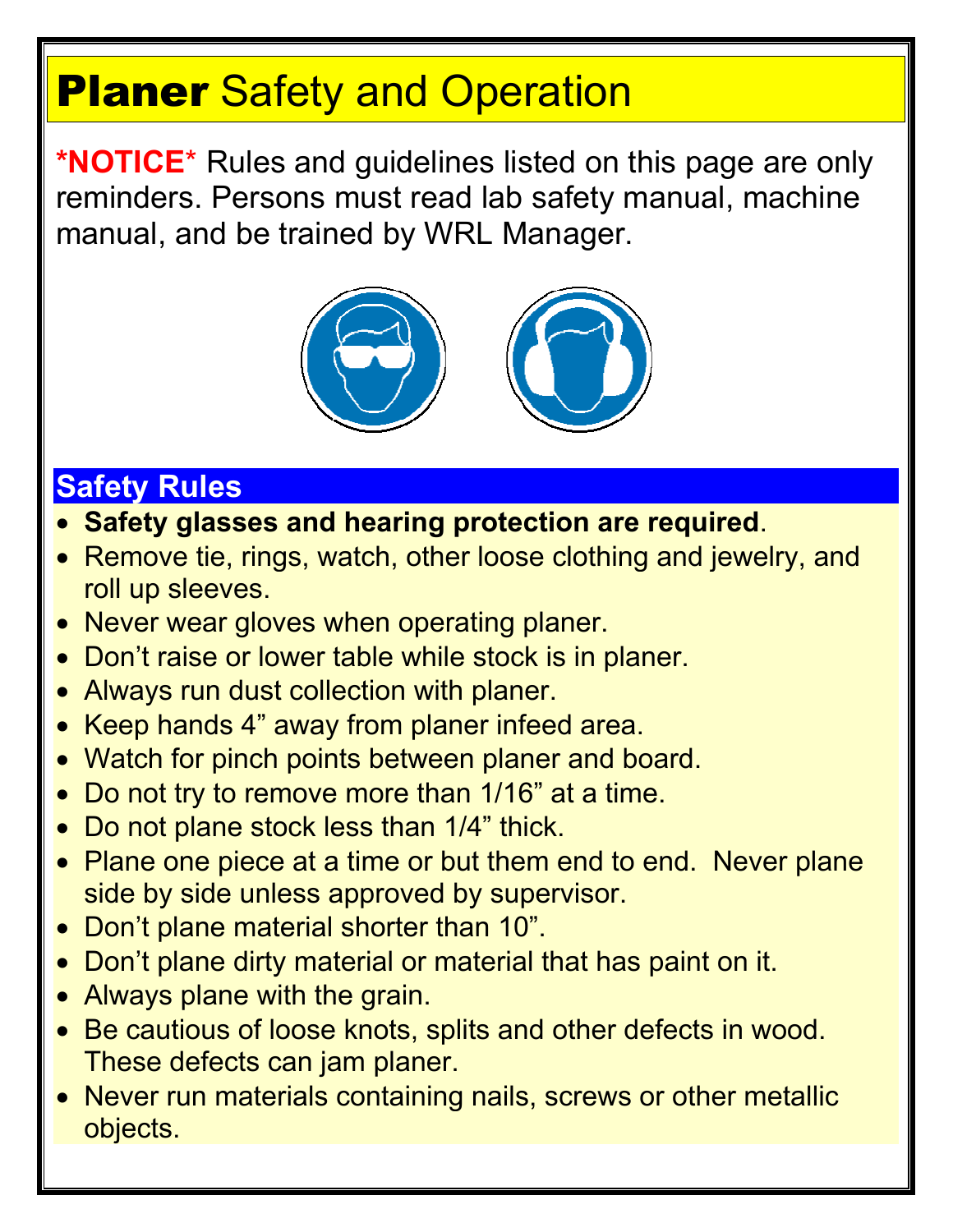# **Planer** Safety and Operation

***NOTICE*** Rules and guidelines listed on this page are only reminders. Persons must read lab safety manual, machine manual, and be trained by WRL Manager.

## Safety Rules

- **Safety glasses and hearing protection are required**.
- Remove tie, rings, watch, other loose clothing and jewelry, and roll up sleeves.
- Never wear gloves when operating planer.
- Don't raise or lower table while stock is in planer.
- Always run dust collection with planer.
- Keep hands 4" away from planer infeed area.
- Watch for pinch points between planer and board.
- Do not try to remove more than 1/16" at a time.
- Do not plane stock less than 1/4" thick.
- Plane one piece at a time or but them end to end. Never plane side by side unless approved by supervisor.
- Don't plane material shorter than 10".
- Don't plane dirty material or material that has paint on it.
- Always plane with the grain.
- Be cautious of loose knots, splits and other defects in wood. These defects can jam planer.
- Never run materials containing nails, screws or other metallic objects.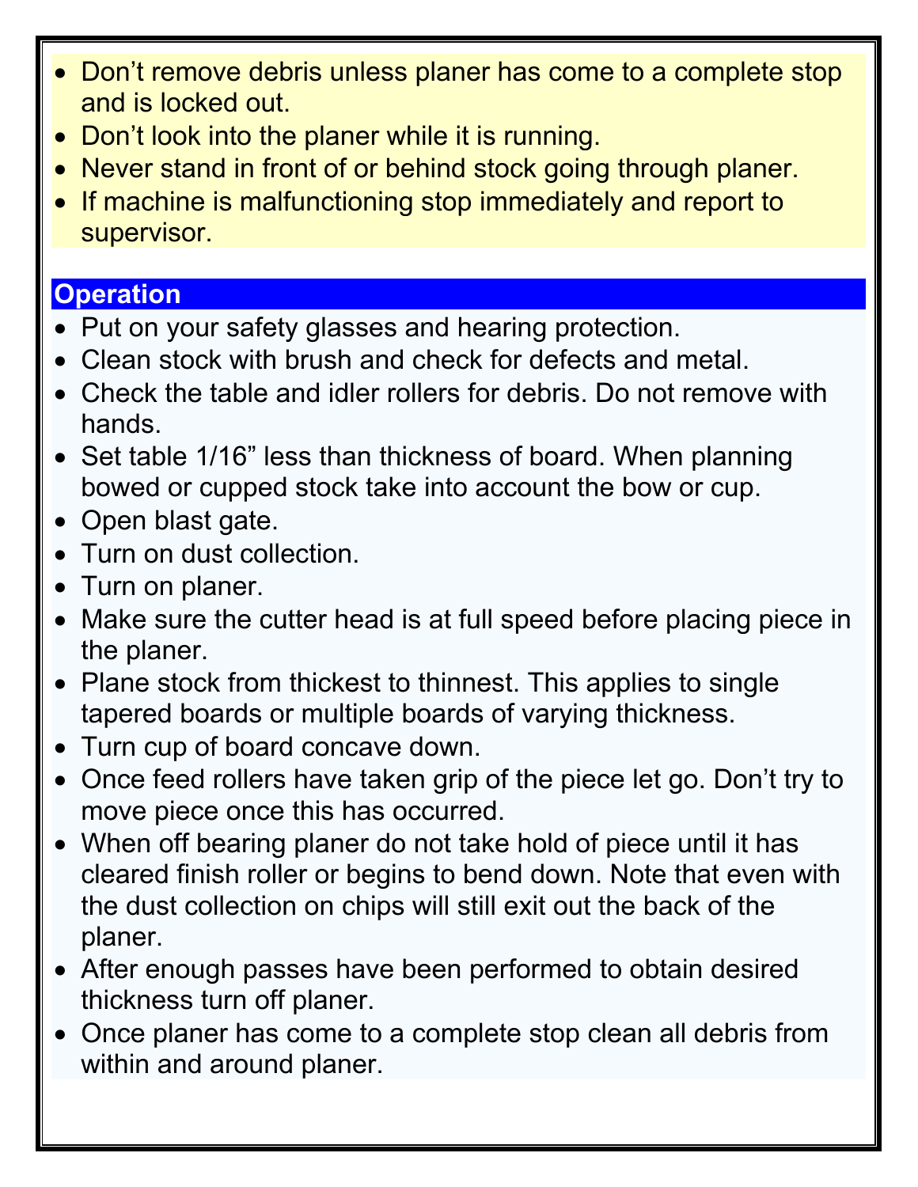- Don’t remove debris unless planer has come to a complete stop and is locked out.
- Don’t look into the planer while it is running.
- Never stand in front of or behind stock going through planer.
- If machine is malfunctioning stop immediately and report to supervisor.

## Operation

- Put on your safety glasses and hearing protection.
- Clean stock with brush and check for defects and metal.
- Check the table and idler rollers for debris. Do not remove with hands.
- Set table 1/16” less than thickness of board. When planning bowed or cupped stock take into account the bow or cup.
- Open blast gate.
- Turn on dust collection.
- Turn on planer.
- Make sure the cutter head is at full speed before placing piece in the planer.
- Plane stock from thickest to thinnest. This applies to single tapered boards or multiple boards of varying thickness.
- Turn cup of board concave down.
- Once feed rollers have taken grip of the piece let go. Don’t try to move piece once this has occurred.
- When off bearing planer do not take hold of piece until it has cleared finish roller or begins to bend down. Note that even with the dust collection on chips will still exit out the back of the planer.
- After enough passes have been performed to obtain desired thickness turn off planer.
- Once planer has come to a complete stop clean all debris from within and around planer.